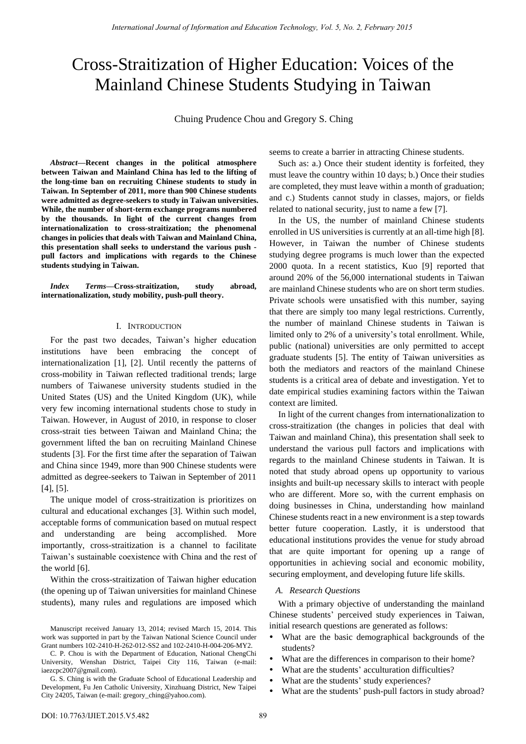# Cross-Straitization of Higher Education: Voices of the Mainland Chinese Students Studying in Taiwan

Chuing Prudence Chou and Gregory S. Ching

***Abstract*—Recent changes in the political atmosphere between Taiwan and Mainland China has led to the lifting of the long-time ban on recruiting Chinese students to study in Taiwan. In September of 2011, more than 900 Chinese students were admitted as degree-seekers to study in Taiwan universities. While, the number of short-term exchange programs numbered by the thousands. In light of the current changes from internationalization to cross-straitization; the phenomenal changes in policies that deals with Taiwan and Mainland China, this presentation shall seeks to understand the various push - pull factors and implications with regards to the Chinese students studying in Taiwan.**

***Index Terms*—Cross-straitization, study abroad, internationalization, study mobility, push-pull theory.**

## I. Introduction

For the past two decades, Taiwan's higher education institutions have been embracing the concept of internationalization [1], [2]. Until recently the patterns of cross-mobility in Taiwan reflected traditional trends; large numbers of Taiwanese university students studied in the United States (US) and the United Kingdom (UK), while very few incoming international students chose to study in Taiwan. However, in August of 2010, in response to closer cross-strait ties between Taiwan and Mainland China; the government lifted the ban on recruiting Mainland Chinese students [3]. For the first time after the separation of Taiwan and China since 1949, more than 900 Chinese students were admitted as degree-seekers to Taiwan in September of 2011 [4], [5].

The unique model of cross-straitization is prioritizes on cultural and educational exchanges [3]. Within such model, acceptable forms of communication based on mutual respect and understanding are being accomplished. More importantly, cross-straitization is a channel to facilitate Taiwan's sustainable coexistence with China and the rest of the world [6].

Within the cross-straitization of Taiwan higher education (the opening up of Taiwan universities for mainland Chinese students), many rules and regulations are imposed which seems to create a barrier in attracting Chinese students.

Such as: a.) Once their student identity is forfeited, they must leave the country within 10 days; b.) Once their studies are completed, they must leave within a month of graduation; and c.) Students cannot study in classes, majors, or fields related to national security, just to name a few [7].

In the US, the number of mainland Chinese students enrolled in US universities is currently at an all-time high [8]. However, in Taiwan the number of Chinese students studying degree programs is much lower than the expected 2000 quota. In a recent statistics, Kuo [9] reported that around 20% of the 56,000 international students in Taiwan are mainland Chinese students who are on short term studies. Private schools were unsatisfied with this number, saying that there are simply too many legal restrictions. Currently, the number of mainland Chinese students in Taiwan is limited only to 2% of a university's total enrollment. While, public (national) universities are only permitted to accept graduate students [5]. The entity of Taiwan universities as both the mediators and reactors of the mainland Chinese students is a critical area of debate and investigation. Yet to date empirical studies examining factors within the Taiwan context are limited.

In light of the current changes from internationalization to cross-straitization (the changes in policies that deal with Taiwan and mainland China), this presentation shall seek to understand the various pull factors and implications with regards to the mainland Chinese students in Taiwan. It is noted that study abroad opens up opportunity to various insights and built-up necessary skills to interact with people who are different. More so, with the current emphasis on doing businesses in China, understanding how mainland Chinese students react in a new environment is a step towards better future cooperation. Lastly, it is understood that educational institutions provides the venue for study abroad that are quite important for opening up a range of opportunities in achieving social and economic mobility, securing employment, and developing future life skills.

### A. Research Questions

With a primary objective of understanding the mainland Chinese students' perceived study experiences in Taiwan, initial research questions are generated as follows:

- What are the basic demographical backgrounds of the students?
- What are the differences in comparison to their home?
- What are the students' acculturation difficulties?
- What are the students' study experiences?
- What are the students' push-pull factors in study abroad?

Manuscript received January 13, 2014; revised March 15, 2014. This work was supported in part by the Taiwan National Science Council under Grant numbers 102-2410-H-262-012-SS2 and 102-2410-H-004-206-MY2.

C. P. Chou is with the Department of Education, National ChengChi University, Wenshan District, Taipei City 116, Taiwan (e-mail: iaezcpc2007@gmail.com).

G. S. Ching is with the Graduate School of Educational Leadership and Development, Fu Jen Catholic University, Xinzhuang District, New Taipei City 24205, Taiwan (e-mail: gregory_ching@yahoo.com).

DOI: 10.7763/IJIET.2015.V5.482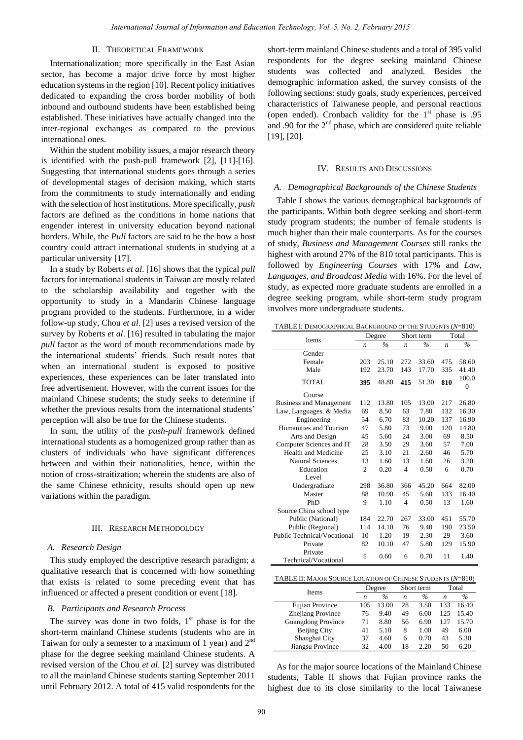## II. Theoretical Framework

Internationalization; more specifically in the East Asian sector, has become a major drive force by most higher education systems in the region [10]. Recent policy initiatives dedicated to expanding the cross border mobility of both inbound and outbound students have been established being established. These initiatives have actually changed into the inter-regional exchanges as compared to the previous international ones.

Within the student mobility issues, a major research theory is identified with the push-pull framework [2], [11]-[16]. Suggesting that international students goes through a series of developmental stages of decision making, which starts from the commitments to study internationally and ending with the selection of host institutions. More specifically, *push* factors are defined as the conditions in home nations that engender interest in university education beyond national borders. While, the *Pull* factors are said to be the how a host country could attract international students in studying at a particular university [17].

In a study by Roberts *et al*. [16] shows that the typical *pull* factors for international students in Taiwan are mostly related to the scholarship availability and together with the opportunity to study in a Mandarin Chinese language program provided to the students. Furthermore, in a wider follow-up study, Chou *et al*. [2] uses a revised version of the survey by Roberts *et al*. [16] resulted in tabulating the major *pull* factor as the word of mouth recommendations made by the international students' friends. Such result notes that when an international student is exposed to positive experiences, these experiences can be later translated into free advertisement. However, with the current issues for the mainland Chinese students; the study seeks to determine if whether the previous results from the international students' perception will also be true for the Chinese students.

In sum, the utility of the *push-pull* framework defined international students as a homogenized group rather than as clusters of individuals who have significant differences between and within their nationalities, hence, within the notion of cross-straitization; wherein the students are also of the same Chinese ethnicity, results should open up new variations within the paradigm.

## III. Research Methodology

### *A. Research Design*

This study employed the descriptive research paradigm; a qualitative research that is concerned with how something that exists is related to some preceding event that has influenced or affected a present condition or event [18].

### *B. Participants and Research Process*

The survey was done in two folds, 1st phase is for the short-term mainland Chinese students (students who are in Taiwan for only a semester to a maximum of 1 year) and 2nd phase for the degree seeking mainland Chinese students. A revised version of the Chou *et al*. [2] survey was distributed to all the mainland Chinese students starting September 2011 until February 2012. A total of 415 valid respondents for the short-term mainland Chinese students and a total of 395 valid respondents for the degree seeking mainland Chinese students was collected and analyzed. Besides the demographic information asked, the survey consists of the following sections: study goals, study experiences, perceived characteristics of Taiwanese people, and personal reactions (open ended). Cronbach validity for the 1st phase is .95 and .90 for the 2nd phase, which are considered quite reliable [19], [20].

## IV. Results and Discussions

### *A. Demographical Backgrounds of the Chinese Students*

Table I shows the various demographical backgrounds of the participants. Within both degree seeking and short-term study program students; the number of female students is much higher than their male counterparts. As for the courses of study, *Business and Management Courses* still ranks the highest with around 27% of the 810 total participants. This is followed by *Engineering Courses* with 17% and *Law, Languages, and Broadcast Media* with 16%. For the level of study, as expected more graduate students are enrolled in a degree seeking program, while short-term study program involves more undergraduate students.

TABLE I: Demographical Background of the Students ($N$=810)

| Items | Degree | | Short term | | Total | |
|---|---|---|---|---|---|---|
| | *n* | % | *n* | % | *n* | % |
| Gender | | | | | | |
| Female | 203 | 25.10 | 272 | 33.60 | 475 | 58.60 |
| Male | 192 | 23.70 | 143 | 17.70 | 335 | 41.40 |
| TOTAL | **395** | 48.80 | **415** | 51.30 | **810** | 100.00 |
| Course | | | | | | |
| Business and Management | 112 | 13.80 | 105 | 13.00 | 217 | 26.80 |
| Law, Languages, & Media | 69 | 8.50 | 63 | 7.80 | 132 | 16.30 |
| Engineering | 54 | 6.70 | 83 | 10.20 | 137 | 16.90 |
| Humanities and Tourism | 47 | 5.80 | 73 | 9.00 | 120 | 14.80 |
| Arts and Design | 45 | 5.60 | 24 | 3.00 | 69 | 8.50 |
| Computer Sciences and IT | 28 | 3.50 | 29 | 3.60 | 57 | 7.00 |
| Health and Medicine | 25 | 3.10 | 21 | 2.60 | 46 | 5.70 |
| Natural Sciences | 13 | 1.60 | 13 | 1.60 | 26 | 3.20 |
| Education | 2 | 0.20 | 4 | 0.50 | 6 | 0.70 |
| Level | | | | | | |
| Undergraduate | 298 | 36.80 | 366 | 45.20 | 664 | 82.00 |
| Master | 88 | 10.90 | 45 | 5.60 | 133 | 16.40 |
| PhD | 9 | 1.10 | 4 | 0.50 | 13 | 1.60 |
| Source China school type | | | | | | |
| Public (National) | 184 | 22.70 | 267 | 33.00 | 451 | 55.70 |
| Public (Regional) | 114 | 14.10 | 76 | 9.40 | 190 | 23.50 |
| Public Technical/Vocational | 10 | 1.20 | 19 | 2.30 | 29 | 3.60 |
| Private | 82 | 10.10 | 47 | 5.80 | 129 | 15.90 |
| Private Technical/Vocational | 5 | 0.60 | 6 | 0.70 | 11 | 1.40 |

TABLE II: Major Source Location of Chinese Students ($N$=810)

| Items | Degree | | Short term | | Total | |
|---|---|---|---|---|---|---|
| | *n* | % | *n* | % | *n* | % |
| Fujian Province | 105 | 13.00 | 28 | 3.50 | 133 | 16.40 |
| Zhejiang Province | 76 | 9.40 | 49 | 6.00 | 125 | 15.40 |
| Guangdong Province | 71 | 8.80 | 56 | 6.90 | 127 | 15.70 |
| Beijing City | 41 | 5.10 | 8 | 1.00 | 49 | 6.00 |
| Shanghai City | 37 | 4.60 | 6 | 0.70 | 43 | 5.30 |
| Jiangsu Province | 32 | 4.00 | 18 | 2.20 | 50 | 6.20 |

As for the major source locations of the Mainland Chinese students, Table II shows that Fujian province ranks the highest due to its close similarity to the local Taiwanese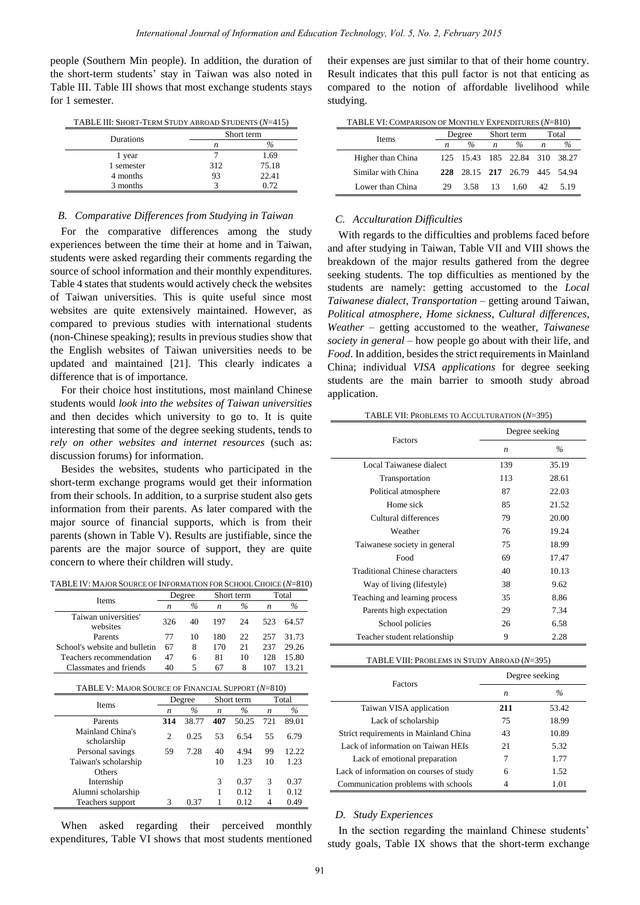people (Southern Min people). In addition, the duration of the short-term students' stay in Taiwan was also noted in Table III. Table III shows that most exchange students stays for 1 semester.

TABLE III: SHORT-TERM STUDY ABROAD STUDENTS ($N$=415)

| Durations | Short term | |
|---|---|---|
| | *n* | *%* |
| 1 year | 7 | 1.69 |
| 1 semester | 312 | 75.18 |
| 4 months | 93 | 22.41 |
| 3 months | 3 | 0.72 |

### B. Comparative Differences from Studying in Taiwan

For the comparative differences among the study experiences between the time their at home and in Taiwan, students were asked regarding their comments regarding the source of school information and their monthly expenditures. Table 4 states that students would actively check the websites of Taiwan universities. This is quite useful since most websites are quite extensively maintained. However, as compared to previous studies with international students (non-Chinese speaking); results in previous studies show that the English websites of Taiwan universities needs to be updated and maintained [21]. This clearly indicates a difference that is of importance.

For their choice host institutions, most mainland Chinese students would *look into the websites of Taiwan universities* and then decides which university to go to. It is quite interesting that some of the degree seeking students, tends to *rely on other websites and internet resources* (such as: discussion forums) for information.

Besides the websites, students who participated in the short-term exchange programs would get their information from their schools. In addition, to a surprise student also gets information from their parents. As later compared with the major source of financial supports, which is from their parents (shown in Table V). Results are justifiable, since the parents are the major source of support, they are quite concern to where their children will study.

TABLE IV: MAJOR SOURCE OF INFORMATION FOR SCHOOL CHOICE ($N$=810)

| Items | Degree | | Short term | | Total | |
|---|---|---|---|---|---|---|
| | *n* | *%* | *n* | *%* | *n* | *%* |
| Taiwan universities' websites | 326 | 40 | 197 | 24 | 523 | 64.57 |
| Parents | 77 | 10 | 180 | 22 | 257 | 31.73 |
| School's website and bulletin | 67 | 8 | 170 | 21 | 237 | 29.26 |
| Teachers recommendation | 47 | 6 | 81 | 10 | 128 | 15.80 |
| Classmates and friends | 40 | 5 | 67 | 8 | 107 | 13.21 |

TABLE V: MAJOR SOURCE OF FINANCIAL SUPPORT ($N$=810)

| Items | Degree | | Short term | | Total | |
|---|---|---|---|---|---|---|
| | *n* | *%* | *n* | *%* | *n* | *%* |
| Parents | **314** | 38.77 | **407** | 50.25 | 721 | 89.01 |
| Mainland China's scholarship | 2 | 0.25 | 53 | 6.54 | 55 | 6.79 |
| Personal savings | 59 | 7.28 | 40 | 4.94 | 99 | 12.22 |
| Taiwan's scholarship | | | 10 | 1.23 | 10 | 1.23 |
| Others | | | | | | |
| Internship | | | 3 | 0.37 | 3 | 0.37 |
| Alumni scholarship | | | 1 | 0.12 | 1 | 0.12 |
| Teachers support | 3 | 0.37 | 1 | 0.12 | 4 | 0.49 |

When asked regarding their perceived monthly expenditures, Table VI shows that most students mentioned their expenses are just similar to that of their home country. Result indicates that this pull factor is not that enticing as compared to the notion of affordable livelihood while studying.

TABLE VI: COMPARISON OF MONTHLY EXPENDITURES ($N$=810)

| Items | Degree | | Short term | | Total | |
|---|---|---|---|---|---|---|
| | *n* | *%* | *n* | *%* | *n* | *%* |
| Higher than China | 125 | 15.43 | 185 | 22.84 | 310 | 38.27 |
| Similar with China | **228** | 28.15 | **217** | 26.79 | 445 | 54.94 |
| Lower than China | 29 | 3.58 | 13 | 1.60 | 42 | 5.19 |

### C. Acculturation Difficulties

With regards to the difficulties and problems faced before and after studying in Taiwan, Table VII and VIII shows the breakdown of the major results gathered from the degree seeking students. The top difficulties as mentioned by the students are namely: getting accustomed to the *Local Taiwanese dialect*, *Transportation* – getting around Taiwan, *Political atmosphere*, *Home sickness*, *Cultural differences*, *Weather* – getting accustomed to the weather, *Taiwanese society in general* – how people go about with their life, and *Food*. In addition, besides the strict requirements in Mainland China; individual *VISA applications* for degree seeking students are the main barrier to smooth study abroad application.

TABLE VII: PROBLEMS TO ACCULTURATION ($N$=395)

| Factors | Degree seeking | |
|---|---|---|
| | *n* | *%* |
| Local Taiwanese dialect | 139 | 35.19 |
| Transportation | 113 | 28.61 |
| Political atmosphere | 87 | 22.03 |
| Home sick | 85 | 21.52 |
| Cultural differences | 79 | 20.00 |
| Weather | 76 | 19.24 |
| Taiwanese society in general | 75 | 18.99 |
| Food | 69 | 17.47 |
| Traditional Chinese characters | 40 | 10.13 |
| Way of living (lifestyle) | 38 | 9.62 |
| Teaching and learning process | 35 | 8.86 |
| Parents high expectation | 29 | 7.34 |
| School policies | 26 | 6.58 |
| Teacher student relationship | 9 | 2.28 |

TABLE VIII: PROBLEMS IN STUDY ABROAD ($N$=395)

| Factors | Degree seeking | |
|---|---|---|
| | *n* | *%* |
| Taiwan VISA application | **211** | 53.42 |
| Lack of scholarship | 75 | 18.99 |
| Strict requirements in Mainland China | 43 | 10.89 |
| Lack of information on Taiwan HEIs | 21 | 5.32 |
| Lack of emotional preparation | 7 | 1.77 |
| Lack of information on courses of study | 6 | 1.52 |
| Communication problems with schools | 4 | 1.01 |

### D. Study Experiences

In the section regarding the mainland Chinese students' study goals, Table IX shows that the short-term exchange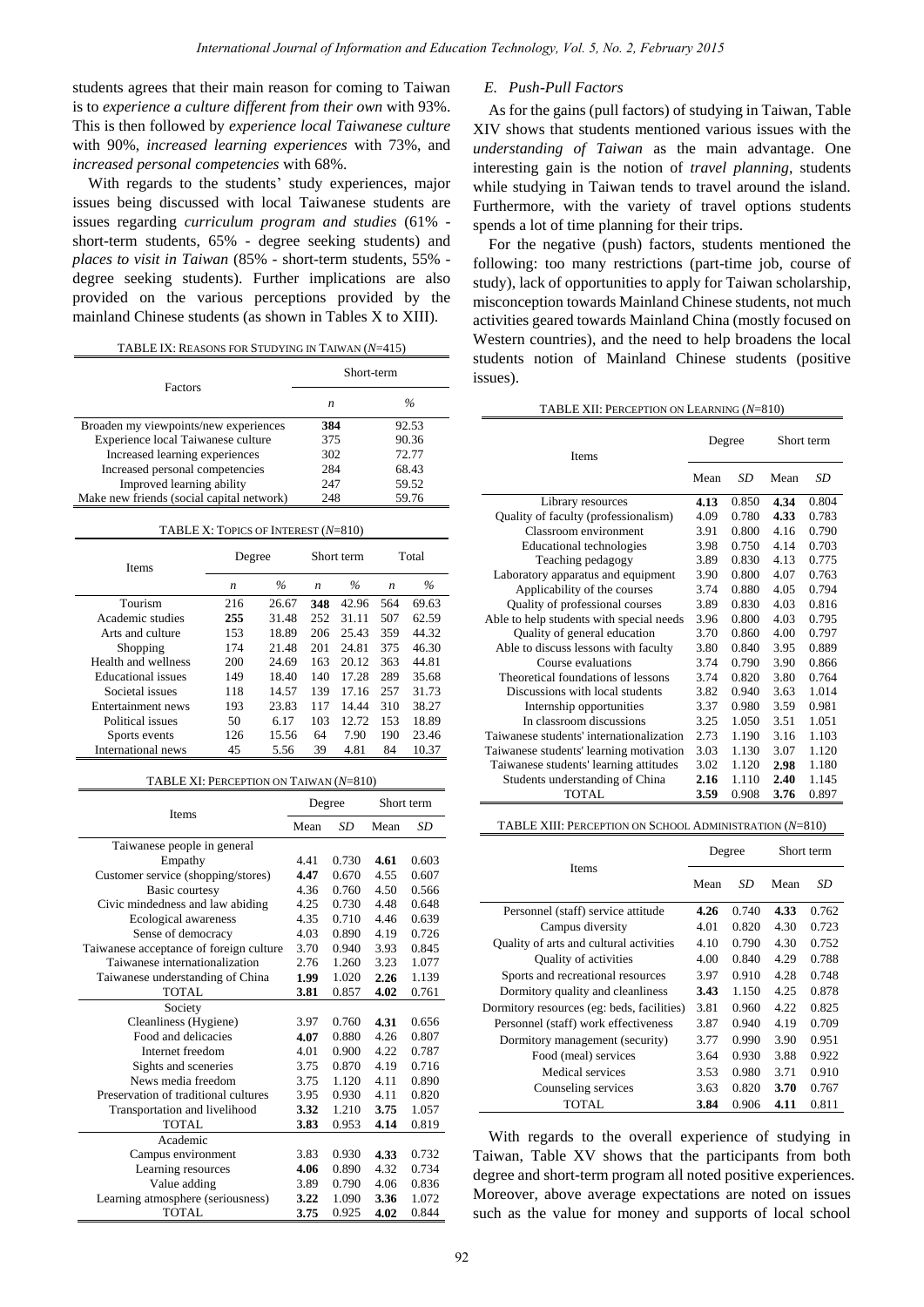students agrees that their main reason for coming to Taiwan is to *experience a culture different from their own* with 93%. This is then followed by *experience local Taiwanese culture* with 90%, *increased learning experiences* with 73%, and *increased personal competencies* with 68%.

With regards to the students' study experiences, major issues being discussed with local Taiwanese students are issues regarding *curriculum program and studies* (61% - short-term students, 65% - degree seeking students) and *places to visit in Taiwan* (85% - short-term students, 55% - degree seeking students). Further implications are also provided on the various perceptions provided by the mainland Chinese students (as shown in Tables X to XIII).

TABLE IX: REASONS FOR STUDYING IN TAIWAN ($N$=415)

| Factors | Short-term | |
|---|---|---|
| | *n* | % |
| Broaden my viewpoints/new experiences | **384** | 92.53 |
| Experience local Taiwanese culture | 375 | 90.36 |
| Increased learning experiences | 302 | 72.77 |
| Increased personal competencies | 284 | 68.43 |
| Improved learning ability | 247 | 59.52 |
| Make new friends (social capital network) | 248 | 59.76 |

TABLE X: TOPICS OF INTEREST ($N$=810)

| Items | Degree | | Short term | | Total | |
|---|---|---|---|---|---|---|
| | *n* | % | *n* | % | *n* | % |
| Tourism | 216 | 26.67 | **348** | 42.96 | 564 | 69.63 |
| Academic studies | **255** | 31.48 | 252 | 31.11 | 507 | 62.59 |
| Arts and culture | 153 | 18.89 | 206 | 25.43 | 359 | 44.32 |
| Shopping | 174 | 21.48 | 201 | 24.81 | 375 | 46.30 |
| Health and wellness | 200 | 24.69 | 163 | 20.12 | 363 | 44.81 |
| Educational issues | 149 | 18.40 | 140 | 17.28 | 289 | 35.68 |
| Societal issues | 118 | 14.57 | 139 | 17.16 | 257 | 31.73 |
| Entertainment news | 193 | 23.83 | 117 | 14.44 | 310 | 38.27 |
| Political issues | 50 | 6.17 | 103 | 12.72 | 153 | 18.89 |
| Sports events | 126 | 15.56 | 64 | 7.90 | 190 | 23.46 |
| International news | 45 | 5.56 | 39 | 4.81 | 84 | 10.37 |

TABLE XI: PERCEPTION ON TAIWAN ($N$=810)

| Items | Degree | | Short term | |
|---|---|---|---|---|
| | Mean | *SD* | Mean | *SD* |
| Taiwanese people in general | | | | |
| Empathy | 4.41 | 0.730 | **4.61** | 0.603 |
| Customer service (shopping/stores) | **4.47** | 0.670 | 4.55 | 0.607 |
| Basic courtesy | 4.36 | 0.760 | 4.50 | 0.566 |
| Civic mindedness and law abiding | 4.25 | 0.730 | 4.48 | 0.648 |
| Ecological awareness | 4.35 | 0.710 | 4.46 | 0.639 |
| Sense of democracy | 4.03 | 0.890 | 4.19 | 0.726 |
| Taiwanese acceptance of foreign culture | 3.70 | 0.940 | 3.93 | 0.845 |
| Taiwanese internationalization | 2.76 | 1.260 | 3.23 | 1.077 |
| Taiwanese understanding of China | **1.99** | 1.020 | **2.26** | 1.139 |
| TOTAL | **3.81** | 0.857 | **4.02** | 0.761 |
| Society | | | | |
| Cleanliness (Hygiene) | 3.97 | 0.760 | **4.31** | 0.656 |
| Food and delicacies | **4.07** | 0.880 | 4.26 | 0.807 |
| Internet freedom | 4.01 | 0.900 | 4.22 | 0.787 |
| Sights and sceneries | 3.75 | 0.870 | 4.19 | 0.716 |
| News media freedom | 3.75 | 1.120 | 4.11 | 0.890 |
| Preservation of traditional cultures | 3.95 | 0.930 | 4.11 | 0.820 |
| Transportation and livelihood | **3.32** | 1.210 | **3.75** | 1.057 |
| TOTAL | **3.83** | 0.953 | **4.14** | 0.819 |
| Academic | | | | |
| Campus environment | 3.83 | 0.930 | **4.33** | 0.732 |
| Learning resources | **4.06** | 0.890 | 4.32 | 0.734 |
| Value adding | 3.89 | 0.790 | 4.06 | 0.836 |
| Learning atmosphere (seriousness) | **3.22** | 1.090 | **3.36** | 1.072 |
| TOTAL | **3.75** | 0.925 | **4.02** | 0.844 |

### *E. Push-Pull Factors*

As for the gains (pull factors) of studying in Taiwan, Table XIV shows that students mentioned various issues with the *understanding of Taiwan* as the main advantage. One interesting gain is the notion of *travel planning*, students while studying in Taiwan tends to travel around the island. Furthermore, with the variety of travel options students spends a lot of time planning for their trips.

For the negative (push) factors, students mentioned the following: too many restrictions (part-time job, course of study), lack of opportunities to apply for Taiwan scholarship, misconception towards Mainland Chinese students, not much activities geared towards Mainland China (mostly focused on Western countries), and the need to help broadens the local students notion of Mainland Chinese students (positive issues).

TABLE XII: PERCEPTION ON LEARNING ($N$=810)

| Items | Degree | | Short term | |
|---|---|---|---|---|
| | Mean | *SD* | Mean | *SD* |
| Library resources | **4.13** | 0.850 | **4.34** | 0.804 |
| Quality of faculty (professionalism) | 4.09 | 0.780 | **4.33** | 0.783 |
| Classroom environment | 3.91 | 0.800 | 4.16 | 0.790 |
| Educational technologies | 3.98 | 0.750 | 4.14 | 0.703 |
| Teaching pedagogy | 3.89 | 0.830 | 4.13 | 0.775 |
| Laboratory apparatus and equipment | 3.90 | 0.800 | 4.07 | 0.763 |
| Applicability of the courses | 3.74 | 0.880 | 4.05 | 0.794 |
| Quality of professional courses | 3.89 | 0.830 | 4.03 | 0.816 |
| Able to help students with special needs | 3.96 | 0.800 | 4.03 | 0.795 |
| Quality of general education | 3.70 | 0.860 | 4.00 | 0.797 |
| Able to discuss lessons with faculty | 3.80 | 0.840 | 3.95 | 0.889 |
| Course evaluations | 3.74 | 0.790 | 3.90 | 0.866 |
| Theoretical foundations of lessons | 3.74 | 0.820 | 3.80 | 0.764 |
| Discussions with local students | 3.82 | 0.940 | 3.63 | 1.014 |
| Internship opportunities | 3.37 | 0.980 | 3.59 | 0.981 |
| In classroom discussions | 3.25 | 1.050 | 3.51 | 1.051 |
| Taiwanese students' internationalization | 2.73 | 1.190 | 3.16 | 1.103 |
| Taiwanese students' learning motivation | 3.03 | 1.130 | 3.07 | 1.120 |
| Taiwanese students' learning attitudes | 3.02 | 1.120 | **2.98** | 1.180 |
| Students understanding of China | **2.16** | 1.110 | **2.40** | 1.145 |
| TOTAL | **3.59** | 0.908 | **3.76** | 0.897 |

TABLE XIII: PERCEPTION ON SCHOOL ADMINISTRATION ($N$=810)

| Items | Degree | | Short term | |
|---|---|---|---|---|
| | Mean | *SD* | Mean | *SD* |
| Personnel (staff) service attitude | **4.26** | 0.740 | **4.33** | 0.762 |
| Campus diversity | 4.01 | 0.820 | 4.30 | 0.723 |
| Quality of arts and cultural activities | 4.10 | 0.790 | 4.30 | 0.752 |
| Quality of activities | 4.00 | 0.840 | 4.29 | 0.788 |
| Sports and recreational resources | 3.97 | 0.910 | 4.28 | 0.748 |
| Dormitory quality and cleanliness | **3.43** | 1.150 | 4.25 | 0.878 |
| Dormitory resources (eg: beds, facilities) | 3.81 | 0.960 | 4.22 | 0.825 |
| Personnel (staff) work effectiveness | 3.87 | 0.940 | 4.19 | 0.709 |
| Dormitory management (security) | 3.77 | 0.990 | 3.90 | 0.951 |
| Food (meal) services | 3.64 | 0.930 | 3.88 | 0.922 |
| Medical services | 3.53 | 0.980 | 3.71 | 0.910 |
| Counseling services | 3.63 | 0.820 | **3.70** | 0.767 |
| TOTAL | **3.84** | 0.906 | **4.11** | 0.811 |

With regards to the overall experience of studying in Taiwan, Table XV shows that the participants from both degree and short-term program all noted positive experiences. Moreover, above average expectations are noted on issues such as the value for money and supports of local school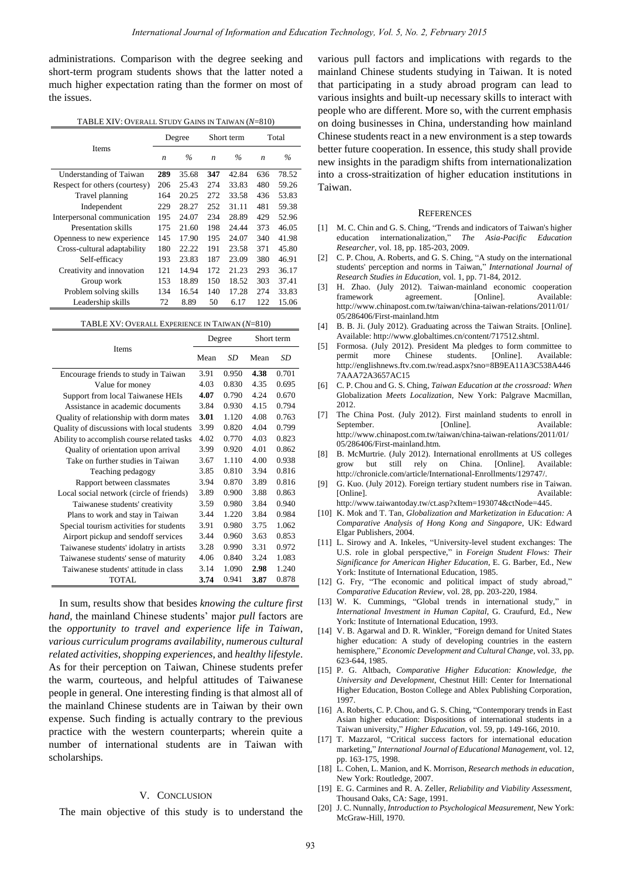administrations. Comparison with the degree seeking and short-term program students shows that the latter noted a much higher expectation rating than the former on most of the issues.

TABLE XIV: OVERALL STUDY GAINS IN TAIWAN (*N*=810)

| Items | Degree | | Short term | | Total | |
|---|---|---|---|---|---|---|
| | *n* | *%* | *n* | *%* | *n* | *%* |
| Understanding of Taiwan | **289** | 35.68 | **347** | 42.84 | 636 | 78.52 |
| Respect for others (courtesy) | 206 | 25.43 | 274 | 33.83 | 480 | 59.26 |
| Travel planning | 164 | 20.25 | 272 | 33.58 | 436 | 53.83 |
| Independent | 229 | 28.27 | 252 | 31.11 | 481 | 59.38 |
| Interpersonal communication | 195 | 24.07 | 234 | 28.89 | 429 | 52.96 |
| Presentation skills | 175 | 21.60 | 198 | 24.44 | 373 | 46.05 |
| Openness to new experience | 145 | 17.90 | 195 | 24.07 | 340 | 41.98 |
| Cross-cultural adaptability | 180 | 22.22 | 191 | 23.58 | 371 | 45.80 |
| Self-efficacy | 193 | 23.83 | 187 | 23.09 | 380 | 46.91 |
| Creativity and innovation | 121 | 14.94 | 172 | 21.23 | 293 | 36.17 |
| Group work | 153 | 18.89 | 150 | 18.52 | 303 | 37.41 |
| Problem solving skills | 134 | 16.54 | 140 | 17.28 | 274 | 33.83 |
| Leadership skills | 72 | 8.89 | 50 | 6.17 | 122 | 15.06 |

TABLE XV: OVERALL EXPERIENCE IN TAIWAN (*N*=810)

| Items | Degree | | Short term | |
|---|---|---|---|---|
| | Mean | *SD* | Mean | *SD* |
| Encourage friends to study in Taiwan | 3.91 | 0.950 | **4.38** | 0.701 |
| Value for money | 4.03 | 0.830 | 4.35 | 0.695 |
| Support from local Taiwanese HEIs | **4.07** | 0.790 | 4.24 | 0.670 |
| Assistance in academic documents | 3.84 | 0.930 | 4.15 | 0.794 |
| Quality of relationship with dorm mates | **3.01** | 1.120 | 4.08 | 0.763 |
| Quality of discussions with local students | 3.99 | 0.820 | 4.04 | 0.799 |
| Ability to accomplish course related tasks | 4.02 | 0.770 | 4.03 | 0.823 |
| Quality of orientation upon arrival | 3.99 | 0.920 | 4.01 | 0.862 |
| Take on further studies in Taiwan | 3.67 | 1.110 | 4.00 | 0.938 |
| Teaching pedagogy | 3.85 | 0.810 | 3.94 | 0.816 |
| Rapport between classmates | 3.94 | 0.870 | 3.89 | 0.816 |
| Local social network (circle of friends) | 3.89 | 0.900 | 3.88 | 0.863 |
| Taiwanese students' creativity | 3.59 | 0.980 | 3.84 | 0.940 |
| Plans to work and stay in Taiwan | 3.44 | 1.220 | 3.84 | 0.984 |
| Special tourism activities for students | 3.91 | 0.980 | 3.75 | 1.062 |
| Airport pickup and sendoff services | 3.44 | 0.960 | 3.63 | 0.853 |
| Taiwanese students' idolatry in artists | 3.28 | 0.990 | 3.31 | 0.972 |
| Taiwanese students' sense of maturity | 4.06 | 0.840 | 3.24 | 1.083 |
| Taiwanese students' attitude in class | 3.14 | 1.090 | **2.98** | 1.240 |
| TOTAL | **3.74** | 0.941 | **3.87** | 0.878 |

In sum, results show that besides *knowing the culture first hand*, the mainland Chinese students' major *pull* factors are the *opportunity to travel and experience life in Taiwan*, *various curriculum programs availability*, *numerous cultural related activities*, *shopping experiences*, and *healthy lifestyle*. As for their perception on Taiwan, Chinese students prefer the warm, courteous, and helpful attitudes of Taiwanese people in general. One interesting finding is that almost all of the mainland Chinese students are in Taiwan by their own expense. Such finding is actually contrary to the previous practice with the western counterparts; wherein quite a number of international students are in Taiwan with scholarships.

## V. CONCLUSION

The main objective of this study is to understand the various pull factors and implications with regards to the mainland Chinese students studying in Taiwan. It is noted that participating in a study abroad program can lead to various insights and built-up necessary skills to interact with people who are different. More so, with the current emphasis on doing businesses in China, understanding how mainland Chinese students react in a new environment is a step towards better future cooperation. In essence, this study shall provide new insights in the paradigm shifts from internationalization into a cross-straitization of higher education institutions in Taiwan.

## REFERENCES

[1] M. C. Chin and G. S. Ching, "Trends and indicators of Taiwan's higher education internationalization," *The Asia-Pacific Education Researcher*, vol. 18, pp. 185-203, 2009.

[2] C. P. Chou, A. Roberts, and G. S. Ching, "A study on the international students' perception and norms in Taiwan," *International Journal of Research Studies in Education*, vol. 1, pp. 71-84, 2012.

[3] H. Zhao. (July 2012). Taiwan-mainland economic cooperation framework agreement. [Online]. Available: http://www.chinapost.com.tw/taiwan/china-taiwan-relations/2011/01/05/286406/First-mainland.htm

[4] B. B. Ji. (July 2012). Graduating across the Taiwan Straits. [Online]. Available: http://www.globaltimes.cn/content/717512.shtml.

[5] Formosa. (July 2012). President Ma pledges to form committee to permit more Chinese students. [Online]. Available: http://englishnews.ftv.com.tw/read.aspx?sno=8B9EA11A3C538A4467AAA72A3657AC15

[6] C. P. Chou and G. S. Ching, *Taiwan Education at the crossroad: When* Globalization *Meets Localization*, New York: Palgrave Macmillan, 2012.

[7] The China Post. (July 2012). First mainland students to enroll in September. [Online]. Available: http://www.chinapost.com.tw/taiwan/china-taiwan-relations/2011/01/05/286406/First-mainland.htm.

[8] B. McMurtrie. (July 2012). International enrollments at US colleges grow but still rely on China. [Online]. Available: http://chronicle.com/article/International-Enrollments/129747/.

[9] G. Kuo. (July 2012). Foreign tertiary student numbers rise in Taiwan. [Online]. Available: http://www.taiwantoday.tw/ct.asp?xItem=193074&ctNode=445.

[10] K. Mok and T. Tan, *Globalization and Marketization in Education: A Comparative Analysis of Hong Kong and Singapore*, UK: Edward Elgar Publishers, 2004.

[11] L. Sirowy and A. Inkeles, "University-level student exchanges: The U.S. role in global perspective," in *Foreign Student Flows: Their Significance for American Higher Education*, E. G. Barber, Ed., New York: Institute of International Education, 1985.

[12] G. Fry, "The economic and political impact of study abroad," *Comparative Education Review*, vol. 28, pp. 203-220, 1984.

[13] W. K. Cummings, "Global trends in international study," in *International Investment in Human Capital*, G. Craufurd, Ed., New York: Institute of International Education, 1993.

[14] V. B. Agarwal and D. R. Winkler, "Foreign demand for United States higher education: A study of developing countries in the eastern hemisphere," *Economic Development and Cultural Change*, vol. 33, pp. 623-644, 1985.

[15] P. G. Altbach, *Comparative Higher Education: Knowledge, the University and Development*, Chestnut Hill: Center for International Higher Education, Boston College and Ablex Publishing Corporation, 1997.

[16] A. Roberts, C. P. Chou, and G. S. Ching, "Contemporary trends in East Asian higher education: Dispositions of international students in a Taiwan university," *Higher Education*, vol. 59, pp. 149-166, 2010.

[17] T. Mazzarol, "Critical success factors for international education marketing," *International Journal of Educational Management*, vol. 12, pp. 163-175, 1998.

[18] L. Cohen, L. Manion, and K. Morrison, *Research methods in education*, New York: Routledge, 2007.

[19] E. G. Carmines and R. A. Zeller, *Reliability and Viability Assessment*, Thousand Oaks, CA: Sage, 1991.

[20] J. C. Nunnally, *Introduction to Psychological Measurement*, New York: McGraw-Hill, 1970.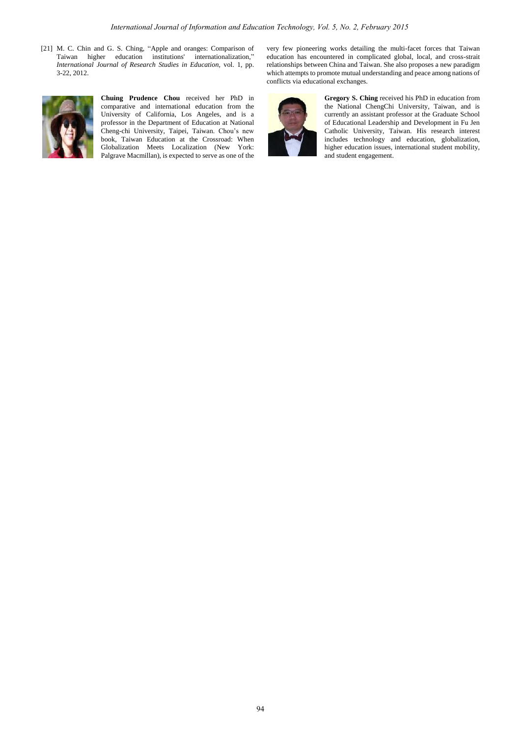[21] M. C. Chin and G. S. Ching, "Apple and oranges: Comparison of Taiwan higher education institutions' internationalization," *International Journal of Research Studies in Education*, vol. 1, pp. 3-22, 2012.

**Chuing Prudence Chou** received her PhD in comparative and international education from the University of California, Los Angeles, and is a professor in the Department of Education at National Cheng-chi University, Taipei, Taiwan. Chou's new book, Taiwan Education at the Crossroad: When Globalization Meets Localization (New York: Palgrave Macmillan), is expected to serve as one of the very few pioneering works detailing the multi-facet forces that Taiwan education has encountered in complicated global, local, and cross-strait relationships between China and Taiwan. She also proposes a new paradigm which attempts to promote mutual understanding and peace among nations of conflicts via educational exchanges.

**Gregory S. Ching** received his PhD in education from the National ChengChi University, Taiwan, and is currently an assistant professor at the Graduate School of Educational Leadership and Development in Fu Jen Catholic University, Taiwan. His research interest includes technology and education, globalization, higher education issues, international student mobility, and student engagement.